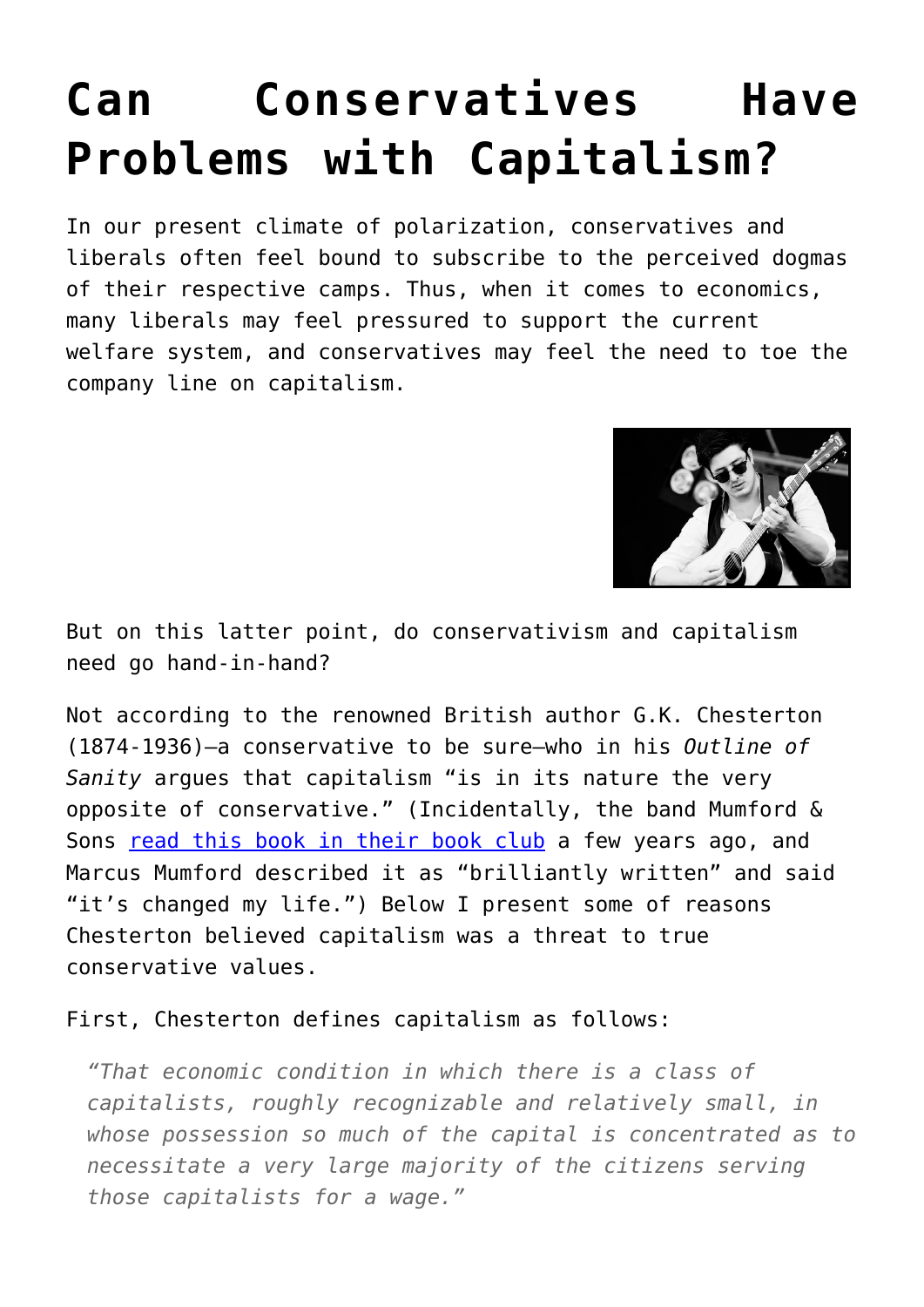# Can Conservatives Have Problems with Capitalism?

In our present climate of polarization, conservatives and liberals often feel bound to subscribe to the perceived dogmas of their respective camps. Thus, when it comes to economics, many liberals may feel pressured to support the current welfare system, and conservatives may feel the need to toe the company line on capitalism.

But on this latter point, do conservativism and capitalism need go hand-in-hand?

Not according to the renowned British author G.K. Chesterton (1874-1936)—a conservative to be sure—who in his *Outline of Sanity* argues that capitalism "is in its nature the very opposite of conservative." (Incidentally, the band Mumford & Sons read this book in their book club a few years ago, and Marcus Mumford described it as "brilliantly written" and said "it's changed my life.") Below I present some of reasons Chesterton believed capitalism was a threat to true conservative values.

First, Chesterton defines capitalism as follows:

> *"That economic condition in which there is a class of capitalists, roughly recognizable and relatively small, in whose possession so much of the capital is concentrated as to necessitate a very large majority of the citizens serving those capitalists for a wage."*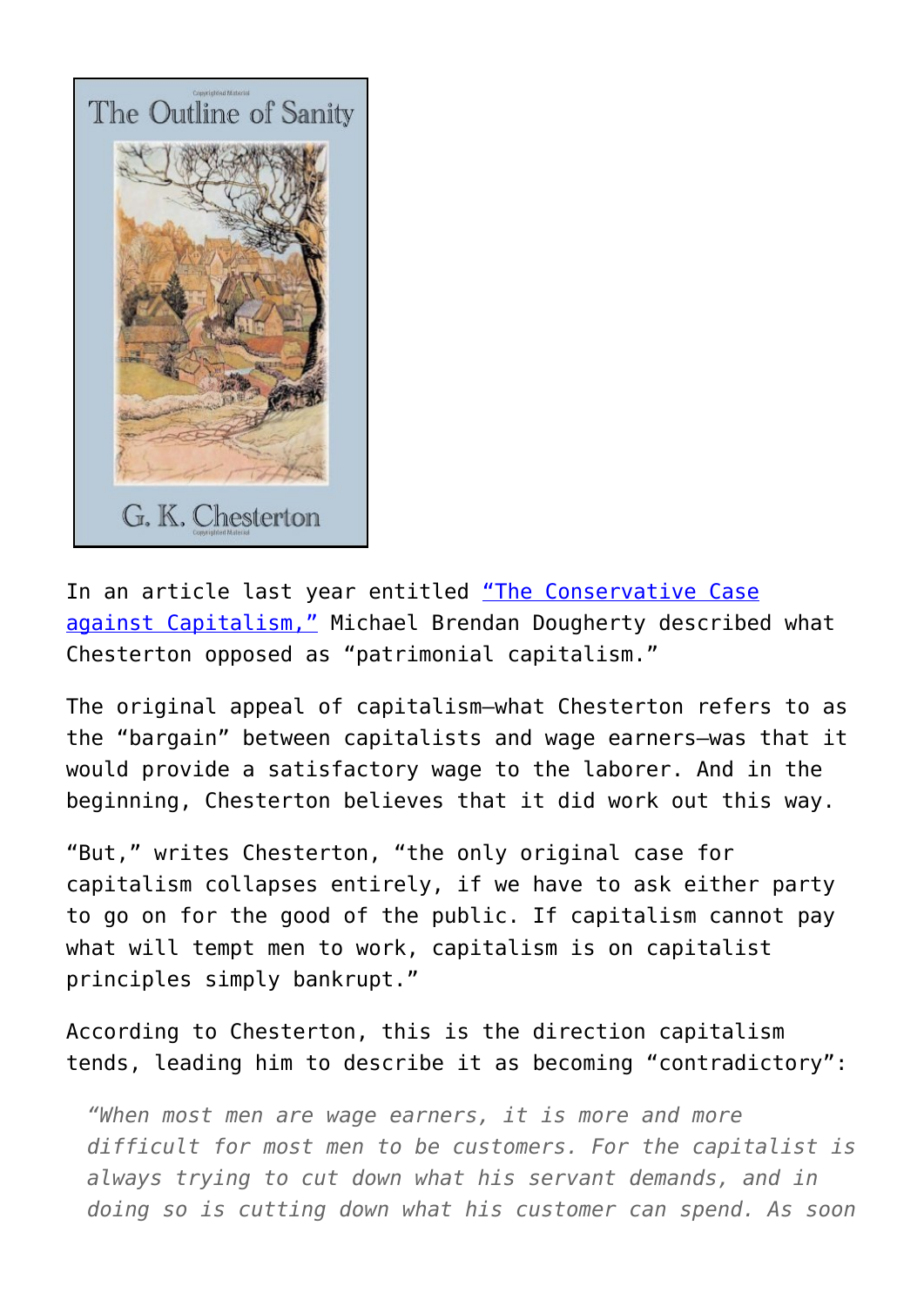In an article last year entitled "The Conservative Case against Capitalism," Michael Brendan Dougherty described what Chesterton opposed as "patrimonial capitalism."

The original appeal of capitalism—what Chesterton refers to as the "bargain" between capitalists and wage earners—was that it would provide a satisfactory wage to the laborer. And in the beginning, Chesterton believes that it did work out this way.

"But," writes Chesterton, "the only original case for capitalism collapses entirely, if we have to ask either party to go on for the good of the public. If capitalism cannot pay what will tempt men to work, capitalism is on capitalist principles simply bankrupt."

According to Chesterton, this is the direction capitalism tends, leading him to describe it as becoming "contradictory":

> *"When most men are wage earners, it is more and more difficult for most men to be customers. For the capitalist is always trying to cut down what his servant demands, and in doing so is cutting down what his customer can spend. As soon*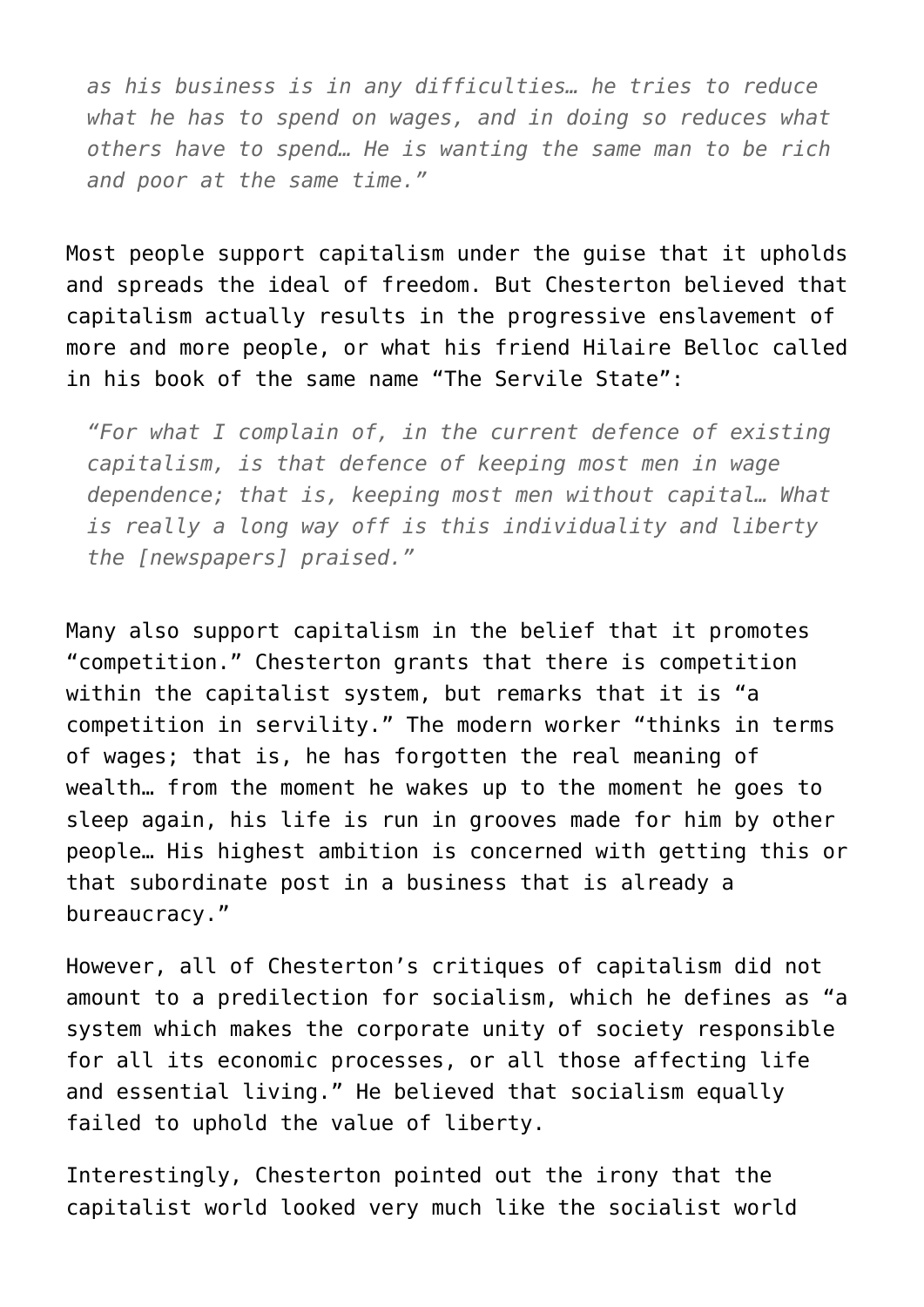> *as his business is in any difficulties… he tries to reduce what he has to spend on wages, and in doing so reduces what others have to spend… He is wanting the same man to be rich and poor at the same time."*

Most people support capitalism under the guise that it upholds and spreads the ideal of freedom. But Chesterton believed that capitalism actually results in the progressive enslavement of more and more people, or what his friend Hilaire Belloc called in his book of the same name "The Servile State":

> *"For what I complain of, in the current defence of existing capitalism, is that defence of keeping most men in wage dependence; that is, keeping most men without capital… What is really a long way off is this individuality and liberty the [newspapers] praised."*

Many also support capitalism in the belief that it promotes "competition." Chesterton grants that there is competition within the capitalist system, but remarks that it is "a competition in servility." The modern worker "thinks in terms of wages; that is, he has forgotten the real meaning of wealth… from the moment he wakes up to the moment he goes to sleep again, his life is run in grooves made for him by other people… His highest ambition is concerned with getting this or that subordinate post in a business that is already a bureaucracy."

However, all of Chesterton's critiques of capitalism did not amount to a predilection for socialism, which he defines as "a system which makes the corporate unity of society responsible for all its economic processes, or all those affecting life and essential living." He believed that socialism equally failed to uphold the value of liberty.

Interestingly, Chesterton pointed out the irony that the capitalist world looked very much like the socialist world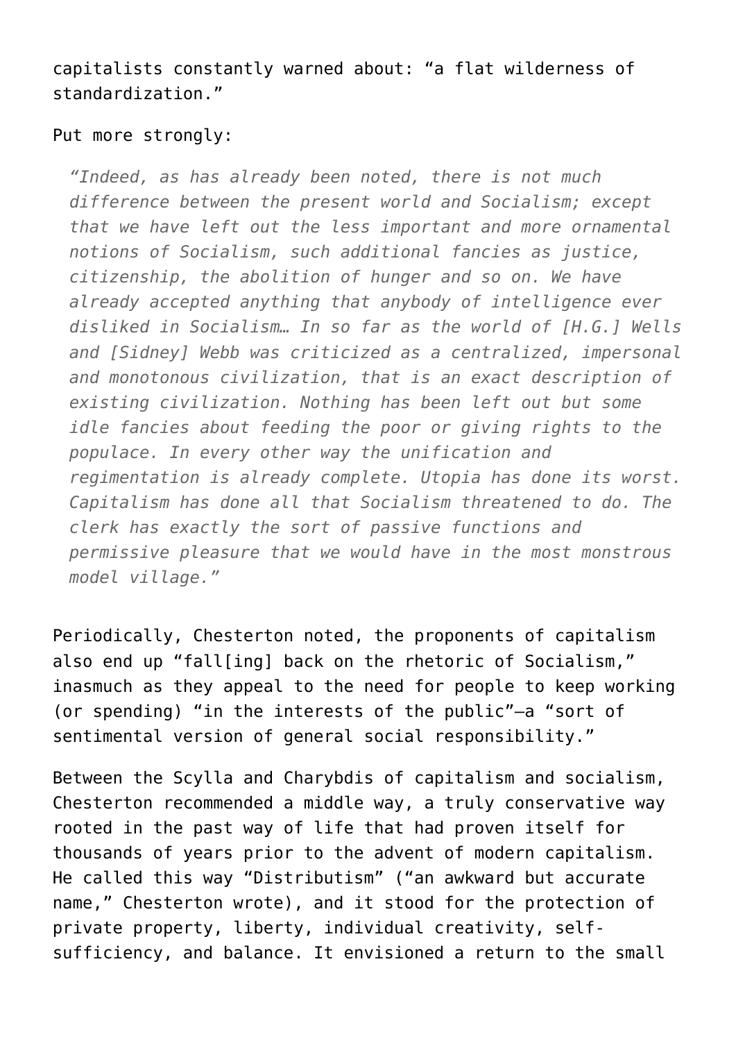capitalists constantly warned about: “a flat wilderness of standardization.”

Put more strongly:

> *“Indeed, as has already been noted, there is not much difference between the present world and Socialism; except that we have left out the less important and more ornamental notions of Socialism, such additional fancies as justice, citizenship, the abolition of hunger and so on. We have already accepted anything that anybody of intelligence ever disliked in Socialism… In so far as the world of [H.G.] Wells and [Sidney] Webb was criticized as a centralized, impersonal and monotonous civilization, that is an exact description of existing civilization. Nothing has been left out but some idle fancies about feeding the poor or giving rights to the populace. In every other way the unification and regimentation is already complete. Utopia has done its worst. Capitalism has done all that Socialism threatened to do. The clerk has exactly the sort of passive functions and permissive pleasure that we would have in the most monstrous model village.”*

Periodically, Chesterton noted, the proponents of capitalism also end up “fall[ing] back on the rhetoric of Socialism,” inasmuch as they appeal to the need for people to keep working (or spending) “in the interests of the public”—a “sort of sentimental version of general social responsibility.”

Between the Scylla and Charybdis of capitalism and socialism, Chesterton recommended a middle way, a truly conservative way rooted in the past way of life that had proven itself for thousands of years prior to the advent of modern capitalism. He called this way “Distributism” (“an awkward but accurate name,” Chesterton wrote), and it stood for the protection of private property, liberty, individual creativity, self-sufficiency, and balance. It envisioned a return to the small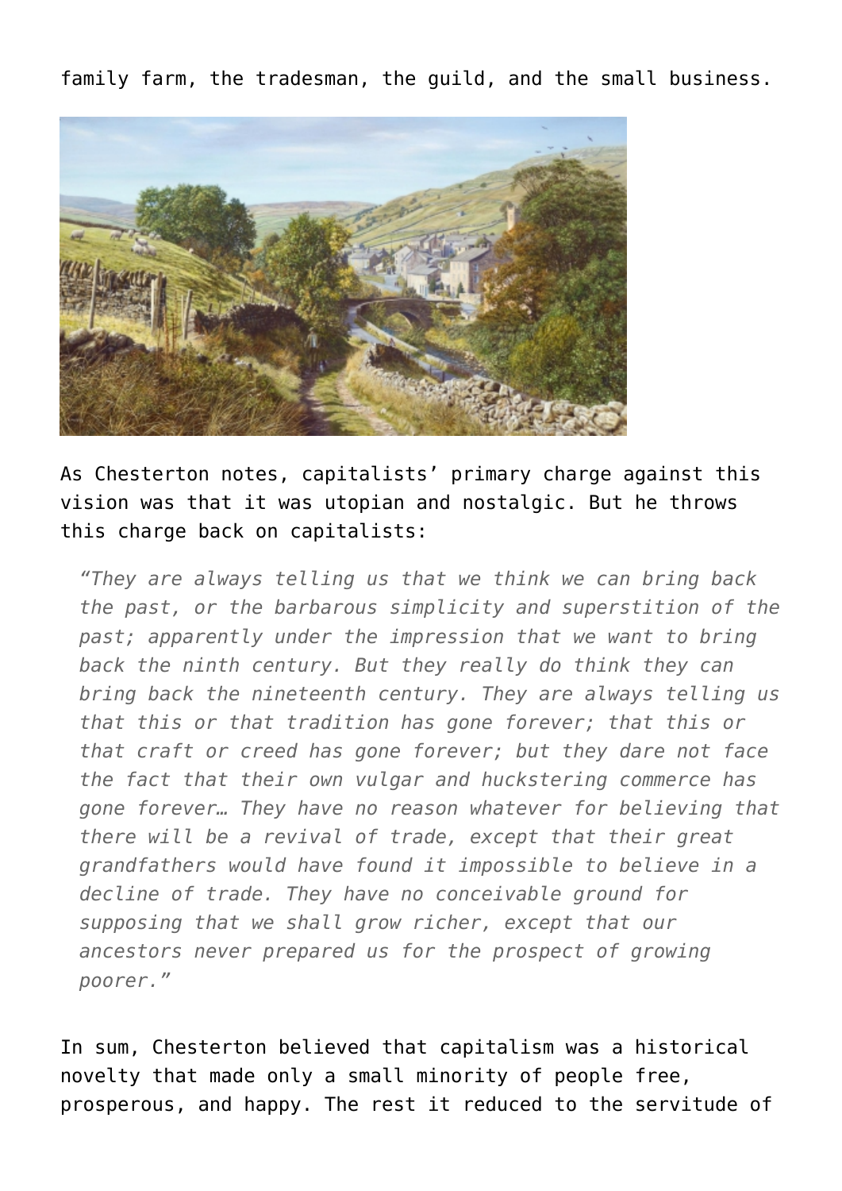family farm, the tradesman, the guild, and the small business.

As Chesterton notes, capitalists' primary charge against this vision was that it was utopian and nostalgic. But he throws this charge back on capitalists:

> *"They are always telling us that we think we can bring back the past, or the barbarous simplicity and superstition of the past; apparently under the impression that we want to bring back the ninth century. But they really do think they can bring back the nineteenth century. They are always telling us that this or that tradition has gone forever; that this or that craft or creed has gone forever; but they dare not face the fact that their own vulgar and huckstering commerce has gone forever… They have no reason whatever for believing that there will be a revival of trade, except that their great grandfathers would have found it impossible to believe in a decline of trade. They have no conceivable ground for supposing that we shall grow richer, except that our ancestors never prepared us for the prospect of growing poorer."*

In sum, Chesterton believed that capitalism was a historical novelty that made only a small minority of people free, prosperous, and happy. The rest it reduced to the servitude of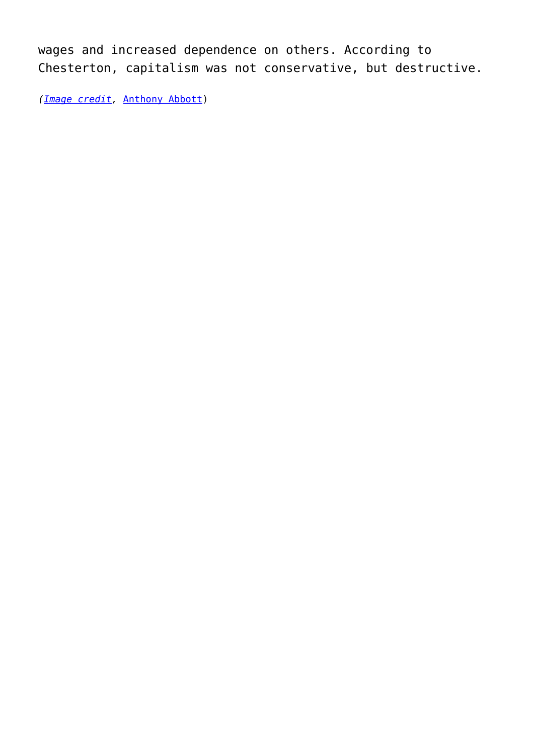wages and increased dependence on others. According to Chesterton, capitalism was not conservative, but destructive.

*(Image credit,* Anthony Abbott)